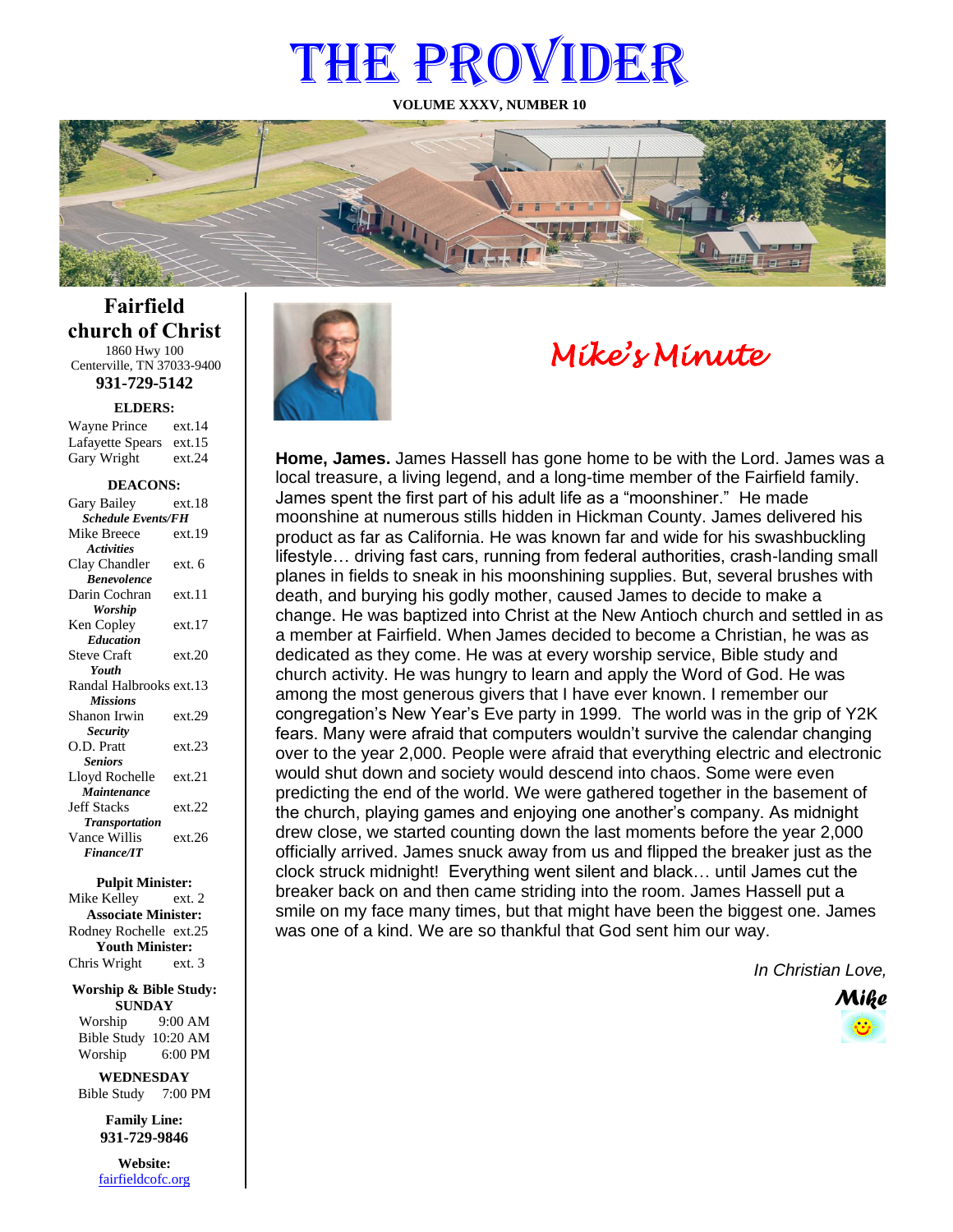# THE PROVIDER

**VOLUME XXXV, NUMBER 10**

## Fairfield church of Christ

1860 Hwy 100
Centerville, TN 37033-9400
**931-729-5142**

**ELDERS:**

| | |
|---|---|
| Wayne Prince | ext.14 |
| Lafayette Spears | ext.15 |
| Gary Wright | ext.24 |

**DEACONS:**

| | |
|---|---|
| Gary Bailey | ext.18 |
| ***Schedule Events/FH*** | |
| Mike Breece | ext.19 |
| ***Activities*** | |
| Clay Chandler | ext. 6 |
| ***Benevolence*** | |
| Darin Cochran | ext.11 |
| ***Worship*** | |
| Ken Copley | ext.17 |
| ***Education*** | |
| Steve Craft | ext.20 |
| ***Youth*** | |
| Randal Halbrooks | ext.13 |
| ***Missions*** | |
| Shanon Irwin | ext.29 |
| ***Security*** | |
| O.D. Pratt | ext.23 |
| ***Seniors*** | |
| Lloyd Rochelle | ext.21 |
| ***Maintenance*** | |
| Jeff Stacks | ext.22 |
| ***Transportation*** | |
| Vance Willis | ext.26 |
| ***Finance/IT*** | |

**Pulpit Minister:**
Mike Kelley ext. 2
**Associate Minister:**
Rodney Rochelle ext.25
**Youth Minister:**
Chris Wright ext. 3

**Worship & Bible Study:**
**SUNDAY**
Worship 9:00 AM
Bible Study 10:20 AM
Worship 6:00 PM

**WEDNESDAY**
Bible Study 7:00 PM

**Family Line:**
**931-729-9846**

**Website:**
fairfieldcofc.org

## *Mike's Minute*

**Home, James.** James Hassell has gone home to be with the Lord. James was a local treasure, a living legend, and a long-time member of the Fairfield family. James spent the first part of his adult life as a "moonshiner." He made moonshine at numerous stills hidden in Hickman County. James delivered his product as far as California. He was known far and wide for his swashbuckling lifestyle… driving fast cars, running from federal authorities, crash-landing small planes in fields to sneak in his moonshining supplies. But, several brushes with death, and burying his godly mother, caused James to decide to make a change. He was baptized into Christ at the New Antioch church and settled in as a member at Fairfield. When James decided to become a Christian, he was as dedicated as they come. He was at every worship service, Bible study and church activity. He was hungry to learn and apply the Word of God. He was among the most generous givers that I have ever known. I remember our congregation's New Year's Eve party in 1999. The world was in the grip of Y2K fears. Many were afraid that computers wouldn't survive the calendar changing over to the year 2,000. People were afraid that everything electric and electronic would shut down and society would descend into chaos. Some were even predicting the end of the world. We were gathered together in the basement of the church, playing games and enjoying one another's company. As midnight drew close, we started counting down the last moments before the year 2,000 officially arrived. James snuck away from us and flipped the breaker just as the clock struck midnight! Everything went silent and black… until James cut the breaker back on and then came striding into the room. James Hassell put a smile on my face many times, but that might have been the biggest one. James was one of a kind. We are so thankful that God sent him our way.

*In Christian Love,*

***Mike***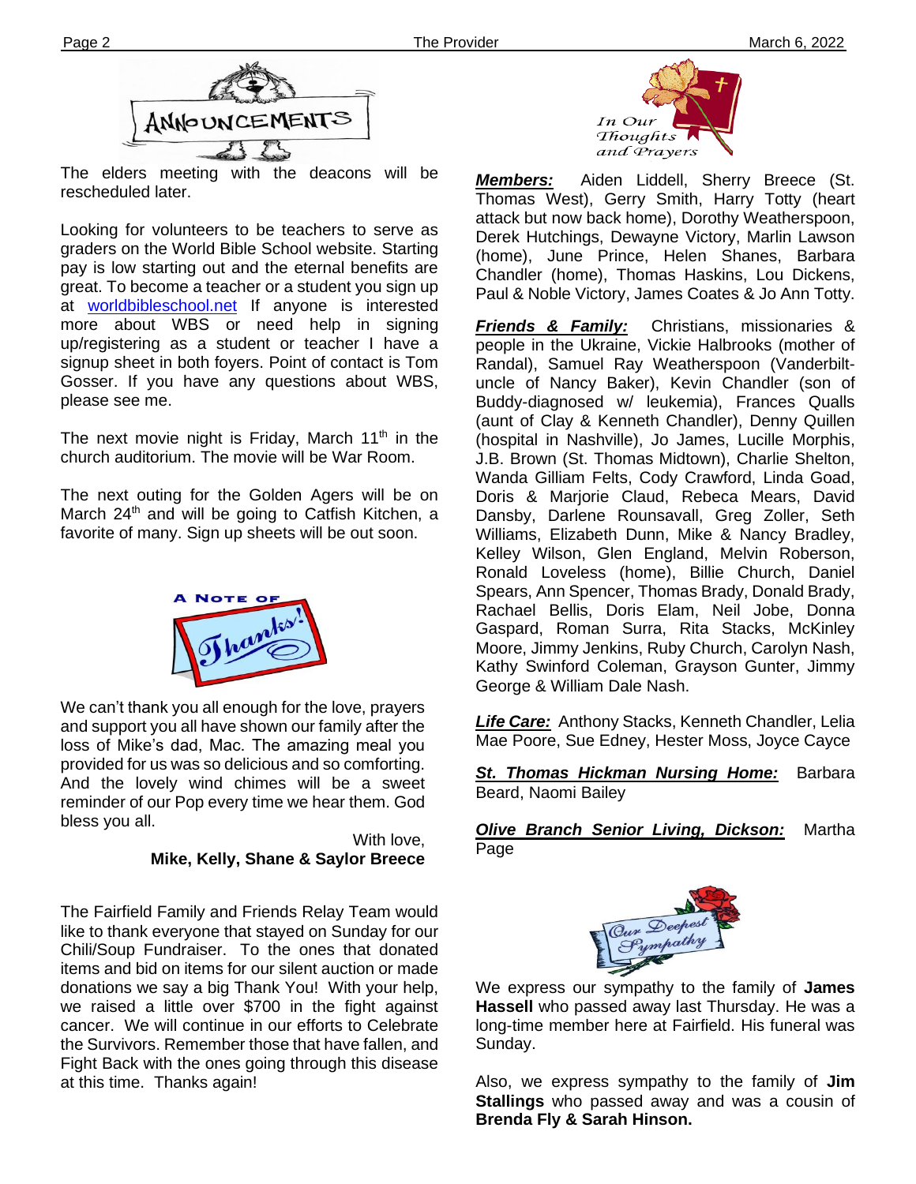## ANNOUNCEMENTS

The elders meeting with the deacons will be rescheduled later.

Looking for volunteers to be teachers to serve as graders on the World Bible School website. Starting pay is low starting out and the eternal benefits are great. To become a teacher or a student you sign up at worldbibleschool.net If anyone is interested more about WBS or need help in signing up/registering as a student or teacher I have a signup sheet in both foyers. Point of contact is Tom Gosser. If you have any questions about WBS, please see me.

The next movie night is Friday, March 11th in the church auditorium. The movie will be War Room.

The next outing for the Golden Agers will be on March 24th and will be going to Catfish Kitchen, a favorite of many. Sign up sheets will be out soon.

## A Note of Thanks!

We can't thank you all enough for the love, prayers and support you all have shown our family after the loss of Mike's dad, Mac. The amazing meal you provided for us was so delicious and so comforting. And the lovely wind chimes will be a sweet reminder of our Pop every time we hear them. God bless you all.

With love,
**Mike, Kelly, Shane & Saylor Breece**

The Fairfield Family and Friends Relay Team would like to thank everyone that stayed on Sunday for our Chili/Soup Fundraiser. To the ones that donated items and bid on items for our silent auction or made donations we say a big Thank You! With your help, we raised a little over $700 in the fight against cancer. We will continue in our efforts to Celebrate the Survivors. Remember those that have fallen, and Fight Back with the ones going through this disease at this time. Thanks again!

## In Our Thoughts and Prayers

***Members:*** Aiden Liddell, Sherry Breece (St. Thomas West), Gerry Smith, Harry Totty (heart attack but now back home), Dorothy Weatherspoon, Derek Hutchings, Dewayne Victory, Marlin Lawson (home), June Prince, Helen Shanes, Barbara Chandler (home), Thomas Haskins, Lou Dickens, Paul & Noble Victory, James Coates & Jo Ann Totty.

***Friends & Family:*** Christians, missionaries & people in the Ukraine, Vickie Halbrooks (mother of Randal), Samuel Ray Weatherspoon (Vanderbilt-uncle of Nancy Baker), Kevin Chandler (son of Buddy-diagnosed w/ leukemia), Frances Qualls (aunt of Clay & Kenneth Chandler), Denny Quillen (hospital in Nashville), Jo James, Lucille Morphis, J.B. Brown (St. Thomas Midtown), Charlie Shelton, Wanda Gilliam Felts, Cody Crawford, Linda Goad, Doris & Marjorie Claud, Rebeca Mears, David Dansby, Darlene Rounsavall, Greg Zoller, Seth Williams, Elizabeth Dunn, Mike & Nancy Bradley, Kelley Wilson, Glen England, Melvin Roberson, Ronald Loveless (home), Billie Church, Daniel Spears, Ann Spencer, Thomas Brady, Donald Brady, Rachael Bellis, Doris Elam, Neil Jobe, Donna Gaspard, Roman Surra, Rita Stacks, McKinley Moore, Jimmy Jenkins, Ruby Church, Carolyn Nash, Kathy Swinford Coleman, Grayson Gunter, Jimmy George & William Dale Nash.

***Life Care:*** Anthony Stacks, Kenneth Chandler, Lelia Mae Poore, Sue Edney, Hester Moss, Joyce Cayce

***St. Thomas Hickman Nursing Home:*** Barbara Beard, Naomi Bailey

***Olive Branch Senior Living, Dickson:*** Martha Page

## Our Deepest Sympathy

We express our sympathy to the family of **James Hassell** who passed away last Thursday. He was a long-time member here at Fairfield. His funeral was Sunday.

Also, we express sympathy to the family of **Jim Stallings** who passed away and was a cousin of **Brenda Fly & Sarah Hinson.**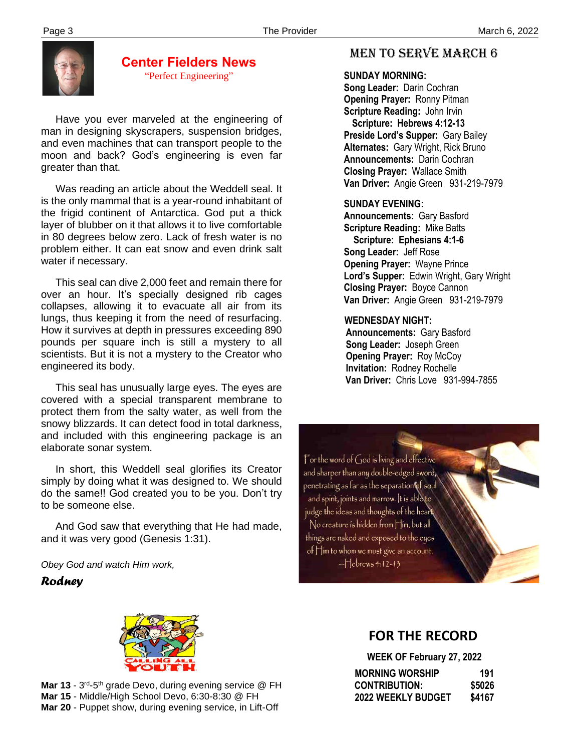## Center Fielders News

"Perfect Engineering"

Have you ever marveled at the engineering of man in designing skyscrapers, suspension bridges, and even machines that can transport people to the moon and back? God's engineering is even far greater than that.

Was reading an article about the Weddell seal. It is the only mammal that is a year-round inhabitant of the frigid continent of Antarctica. God put a thick layer of blubber on it that allows it to live comfortable in 80 degrees below zero. Lack of fresh water is no problem either. It can eat snow and even drink salt water if necessary.

This seal can dive 2,000 feet and remain there for over an hour. It's specially designed rib cages collapses, allowing it to evacuate all air from its lungs, thus keeping it from the need of resurfacing. How it survives at depth in pressures exceeding 890 pounds per square inch is still a mystery to all scientists. But it is not a mystery to the Creator who engineered its body.

This seal has unusually large eyes. The eyes are covered with a special transparent membrane to protect them from the salty water, as well from the snowy blizzards. It can detect food in total darkness, and included with this engineering package is an elaborate sonar system.

In short, this Weddell seal glorifies its Creator simply by doing what it was designed to. We should do the same!! God created you to be you. Don't try to be someone else.

And God saw that everything that He had made, and it was very good (Genesis 1:31).

*Obey God and watch Him work,*

***Rodney***

## Men to Serve March 6

**SUNDAY MORNING:**
**Song Leader:** Darin Cochran
**Opening Prayer:** Ronny Pitman
**Scripture Reading:** John Irvin
**Scripture: Hebrews 4:12-13**
**Preside Lord's Supper:** Gary Bailey
**Alternates:** Gary Wright, Rick Bruno
**Announcements:** Darin Cochran
**Closing Prayer:** Wallace Smith
**Van Driver:** Angie Green 931-219-7979

**SUNDAY EVENING:**
**Announcements:** Gary Basford
**Scripture Reading:** Mike Batts
**Scripture: Ephesians 4:1-6**
**Song Leader:** Jeff Rose
**Opening Prayer:** Wayne Prince
**Lord's Supper:** Edwin Wright, Gary Wright
**Closing Prayer:** Boyce Cannon
**Van Driver:** Angie Green 931-219-7979

**WEDNESDAY NIGHT:**
**Announcements:** Gary Basford
**Song Leader:** Joseph Green
**Opening Prayer:** Roy McCoy
**Invitation:** Rodney Rochelle
**Van Driver:** Chris Love 931-994-7855

For the word of God is living and effective and sharper than any double-edged sword, penetrating as far as the separation of soul and spirit, joints and marrow. It is able to judge the ideas and thoughts of the heart. No creature is hidden from Him, but all things are naked and exposed to the eyes of Him to whom we must give an account.
—Hebrews 4:12-13

CALLING ALL YOUTH

**Mar 13** - 3rd-5th grade Devo, during evening service @ FH
**Mar 15** - Middle/High School Devo, 6:30-8:30 @ FH
**Mar 20** - Puppet show, during evening service, in Lift-Off

## FOR THE RECORD

**WEEK OF February 27, 2022**

| | |
|---|---|
| **MORNING WORSHIP** | **191** |
| **CONTRIBUTION:** | **$5026** |
| **2022 WEEKLY BUDGET** | **$4167** |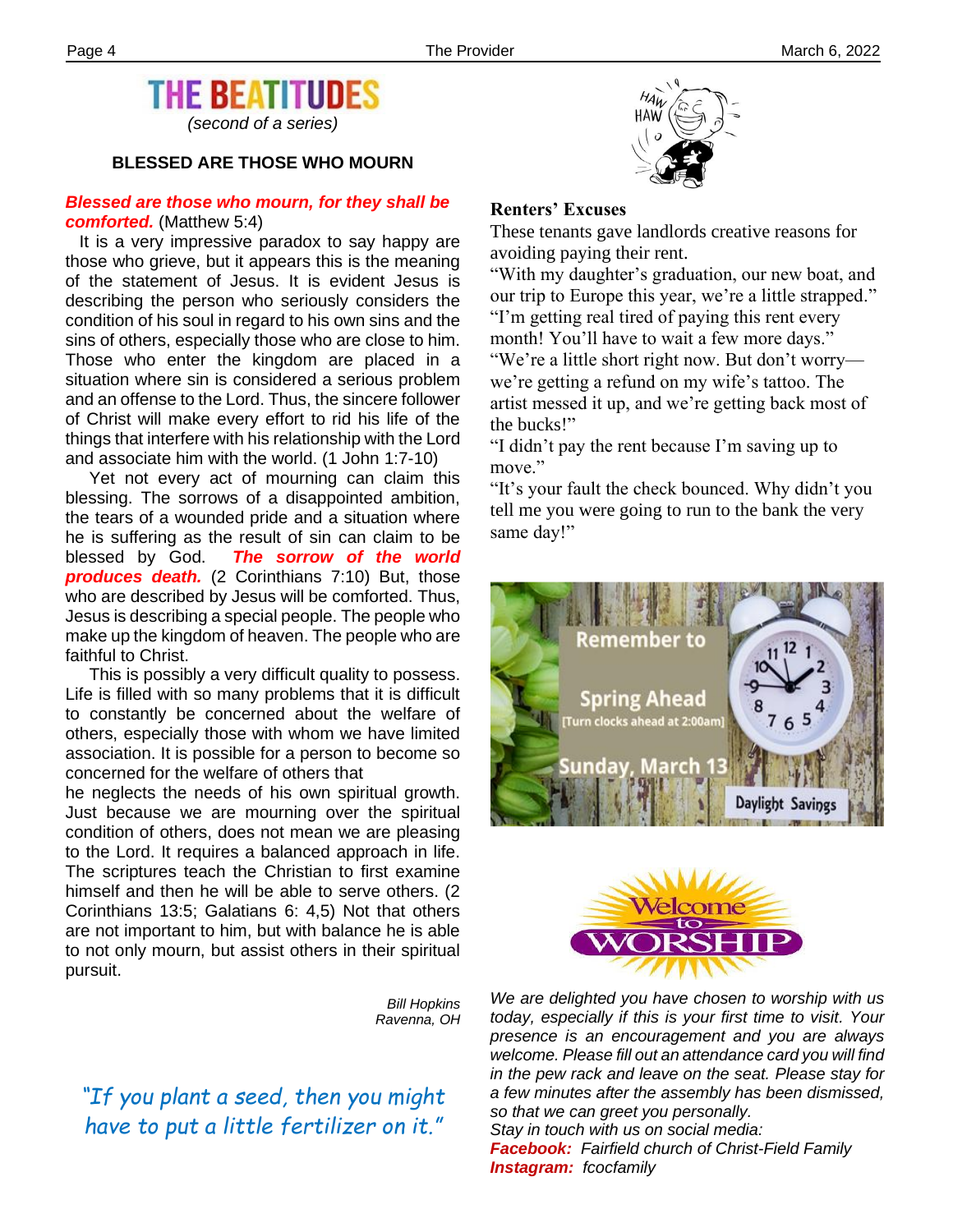# THE BEATITUDES

*(second of a series)*

### BLESSED ARE THOSE WHO MOURN

***Blessed are those who mourn, for they shall be comforted.*** (Matthew 5:4)

It is a very impressive paradox to say happy are those who grieve, but it appears this is the meaning of the statement of Jesus. It is evident Jesus is describing the person who seriously considers the condition of his soul in regard to his own sins and the sins of others, especially those who are close to him. Those who enter the kingdom are placed in a situation where sin is considered a serious problem and an offense to the Lord. Thus, the sincere follower of Christ will make every effort to rid his life of the things that interfere with his relationship with the Lord and associate him with the world. (1 John 1:7-10)

Yet not every act of mourning can claim this blessing. The sorrows of a disappointed ambition, the tears of a wounded pride and a situation where he is suffering as the result of sin can claim to be blessed by God. ***The sorrow of the world produces death.*** (2 Corinthians 7:10) But, those who are described by Jesus will be comforted. Thus, Jesus is describing a special people. The people who make up the kingdom of heaven. The people who are faithful to Christ.

This is possibly a very difficult quality to possess. Life is filled with so many problems that it is difficult to constantly be concerned about the welfare of others, especially those with whom we have limited association. It is possible for a person to become so concerned for the welfare of others that he neglects the needs of his own spiritual growth. Just because we are mourning over the spiritual condition of others, does not mean we are pleasing to the Lord. It requires a balanced approach in life. The scriptures teach the Christian to first examine himself and then he will be able to serve others. (2 Corinthians 13:5; Galatians 6: 4,5) Not that others are not important to him, but with balance he is able to not only mourn, but assist others in their spiritual pursuit.

*Bill Hopkins*
*Ravenna, OH*

*"If you plant a seed, then you might have to put a little fertilizer on it."*

**Renters' Excuses**

These tenants gave landlords creative reasons for avoiding paying their rent.

"With my daughter's graduation, our new boat, and our trip to Europe this year, we're a little strapped."

"I'm getting real tired of paying this rent every month! You'll have to wait a few more days."

"We're a little short right now. But don't worry—we're getting a refund on my wife's tattoo. The artist messed it up, and we're getting back most of the bucks!"

"I didn't pay the rent because I'm saving up to move."

"It's your fault the check bounced. Why didn't you tell me you were going to run to the bank the very same day!"

Remember to

Spring Ahead

[Turn clocks ahead at 2:00am]

Sunday, March 13

Daylight Savings

Welcome to WORSHIP

*We are delighted you have chosen to worship with us today, especially if this is your first time to visit. Your presence is an encouragement and you are always welcome. Please fill out an attendance card you will find in the pew rack and leave on the seat. Please stay for a few minutes after the assembly has been dismissed, so that we can greet you personally.*

*Stay in touch with us on social media:*

***Facebook:*** *Fairfield church of Christ-Field Family*

***Instagram:*** *fcocfamily*